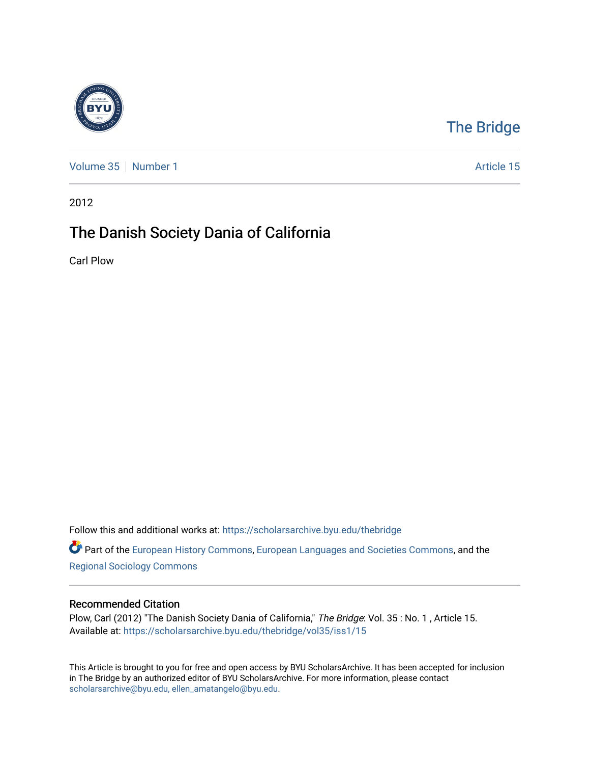The Bridge

Volume 35 | Number 1 | Article 15

2012

# The Danish Society Dania of California

Carl Plow

Follow this and additional works at: https://scholarsarchive.byu.edu/thebridge

Part of the European History Commons, European Languages and Societies Commons, and the Regional Sociology Commons

## Recommended Citation

Plow, Carl (2012) "The Danish Society Dania of California," *The Bridge*: Vol. 35 : No. 1 , Article 15.
Available at: https://scholarsarchive.byu.edu/thebridge/vol35/iss1/15

This Article is brought to you for free and open access by BYU ScholarsArchive. It has been accepted for inclusion in The Bridge by an authorized editor of BYU ScholarsArchive. For more information, please contact scholarsarchive@byu.edu, ellen_amatangelo@byu.edu.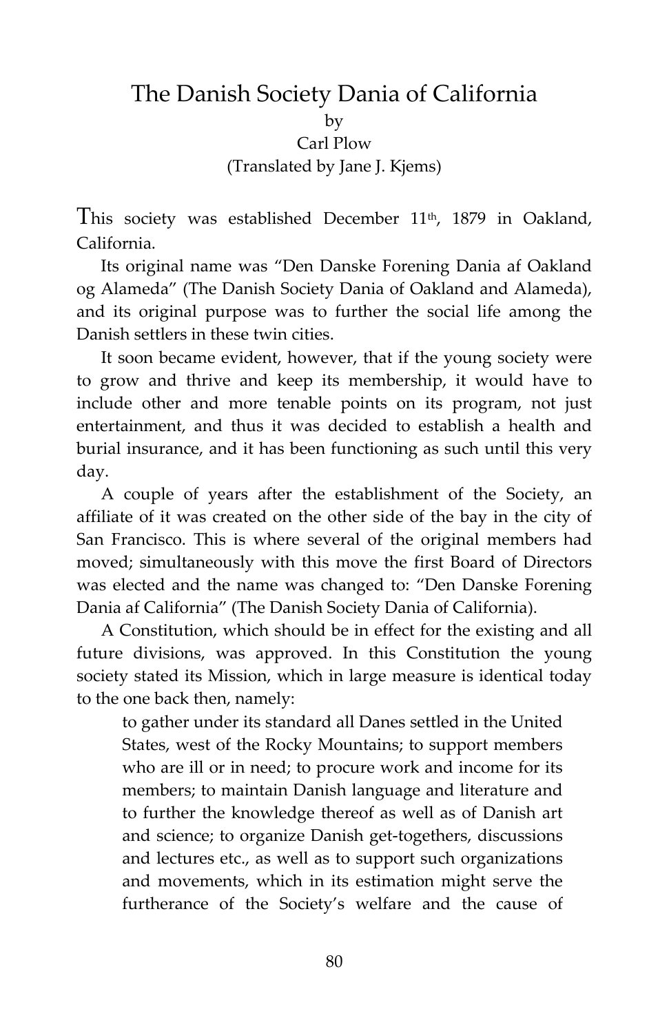# The Danish Society Dania of California

by

Carl Plow

(Translated by Jane J. Kjems)

This society was established December 11th, 1879 in Oakland, California.

Its original name was "Den Danske Forening Dania af Oakland og Alameda" (The Danish Society Dania of Oakland and Alameda), and its original purpose was to further the social life among the Danish settlers in these twin cities.

It soon became evident, however, that if the young society were to grow and thrive and keep its membership, it would have to include other and more tenable points on its program, not just entertainment, and thus it was decided to establish a health and burial insurance, and it has been functioning as such until this very day.

A couple of years after the establishment of the Society, an affiliate of it was created on the other side of the bay in the city of San Francisco. This is where several of the original members had moved; simultaneously with this move the first Board of Directors was elected and the name was changed to: "Den Danske Forening Dania af California" (The Danish Society Dania of California).

A Constitution, which should be in effect for the existing and all future divisions, was approved. In this Constitution the young society stated its Mission, which in large measure is identical today to the one back then, namely:

> to gather under its standard all Danes settled in the United States, west of the Rocky Mountains; to support members who are ill or in need; to procure work and income for its members; to maintain Danish language and literature and to further the knowledge thereof as well as of Danish art and science; to organize Danish get-togethers, discussions and lectures etc., as well as to support such organizations and movements, which in its estimation might serve the furtherance of the Society's welfare and the cause of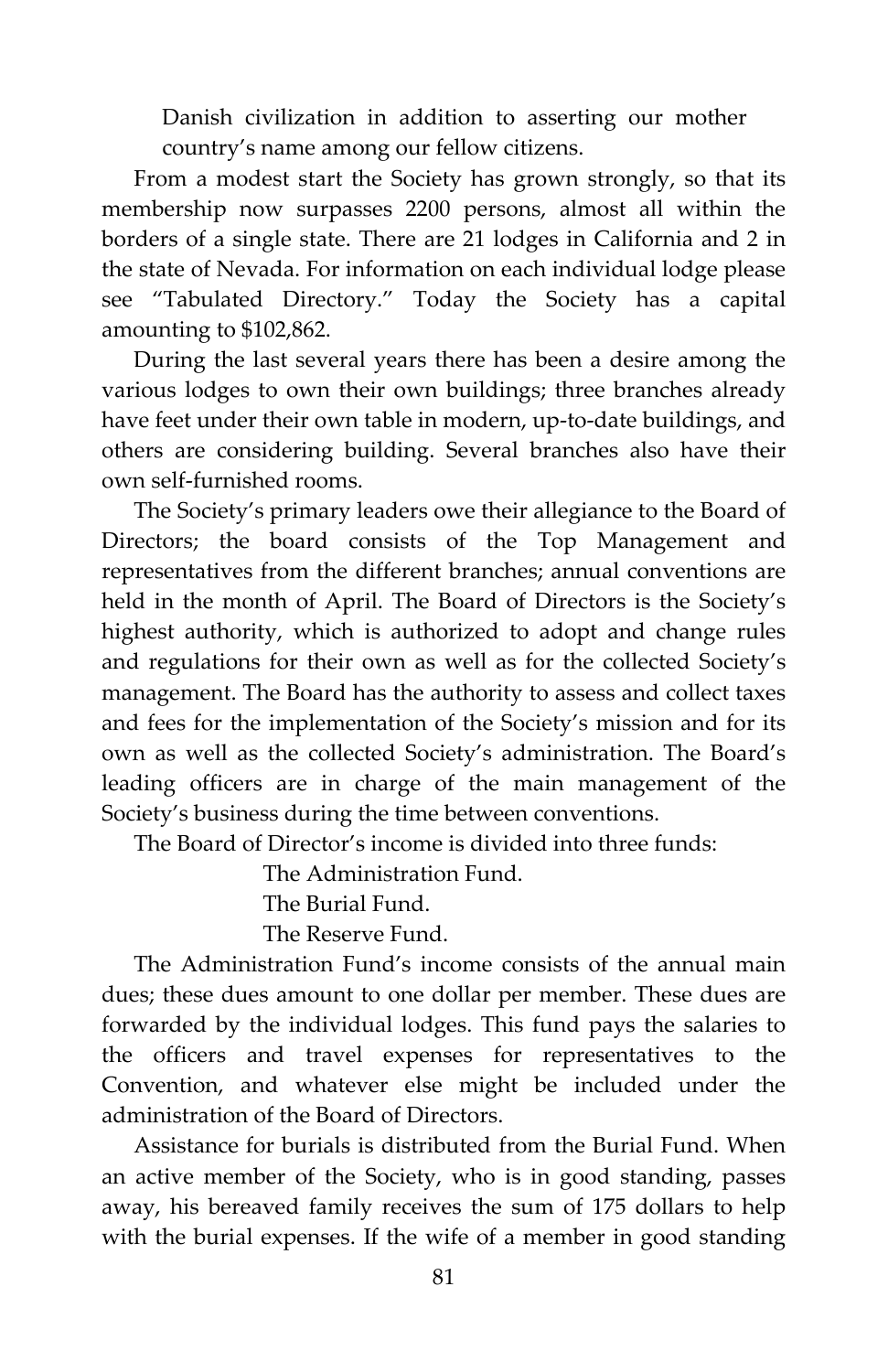Danish civilization in addition to asserting our mother country's name among our fellow citizens.

From a modest start the Society has grown strongly, so that its membership now surpasses 2200 persons, almost all within the borders of a single state. There are 21 lodges in California and 2 in the state of Nevada. For information on each individual lodge please see "Tabulated Directory." Today the Society has a capital amounting to $102,862.

During the last several years there has been a desire among the various lodges to own their own buildings; three branches already have feet under their own table in modern, up-to-date buildings, and others are considering building. Several branches also have their own self-furnished rooms.

The Society's primary leaders owe their allegiance to the Board of Directors; the board consists of the Top Management and representatives from the different branches; annual conventions are held in the month of April. The Board of Directors is the Society's highest authority, which is authorized to adopt and change rules and regulations for their own as well as for the collected Society's management. The Board has the authority to assess and collect taxes and fees for the implementation of the Society's mission and for its own as well as the collected Society's administration. The Board's leading officers are in charge of the main management of the Society's business during the time between conventions.

The Board of Director's income is divided into three funds:

The Administration Fund.
The Burial Fund.
The Reserve Fund.

The Administration Fund's income consists of the annual main dues; these dues amount to one dollar per member. These dues are forwarded by the individual lodges. This fund pays the salaries to the officers and travel expenses for representatives to the Convention, and whatever else might be included under the administration of the Board of Directors.

Assistance for burials is distributed from the Burial Fund. When an active member of the Society, who is in good standing, passes away, his bereaved family receives the sum of 175 dollars to help with the burial expenses. If the wife of a member in good standing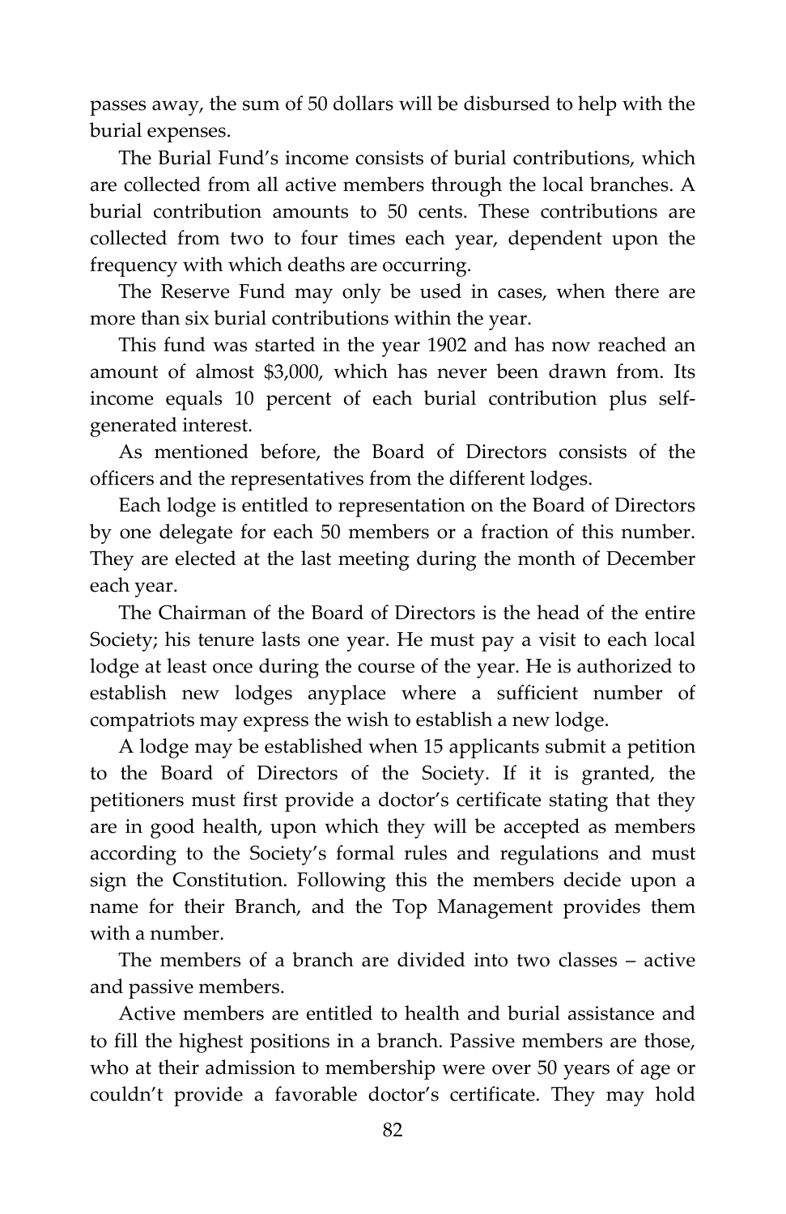passes away, the sum of 50 dollars will be disbursed to help with the burial expenses.

The Burial Fund's income consists of burial contributions, which are collected from all active members through the local branches. A burial contribution amounts to 50 cents. These contributions are collected from two to four times each year, dependent upon the frequency with which deaths are occurring.

The Reserve Fund may only be used in cases, when there are more than six burial contributions within the year.

This fund was started in the year 1902 and has now reached an amount of almost $3,000, which has never been drawn from. Its income equals 10 percent of each burial contribution plus self-generated interest.

As mentioned before, the Board of Directors consists of the officers and the representatives from the different lodges.

Each lodge is entitled to representation on the Board of Directors by one delegate for each 50 members or a fraction of this number. They are elected at the last meeting during the month of December each year.

The Chairman of the Board of Directors is the head of the entire Society; his tenure lasts one year. He must pay a visit to each local lodge at least once during the course of the year. He is authorized to establish new lodges anyplace where a sufficient number of compatriots may express the wish to establish a new lodge.

A lodge may be established when 15 applicants submit a petition to the Board of Directors of the Society. If it is granted, the petitioners must first provide a doctor's certificate stating that they are in good health, upon which they will be accepted as members according to the Society's formal rules and regulations and must sign the Constitution. Following this the members decide upon a name for their Branch, and the Top Management provides them with a number.

The members of a branch are divided into two classes – active and passive members.

Active members are entitled to health and burial assistance and to fill the highest positions in a branch. Passive members are those, who at their admission to membership were over 50 years of age or couldn't provide a favorable doctor's certificate. They may hold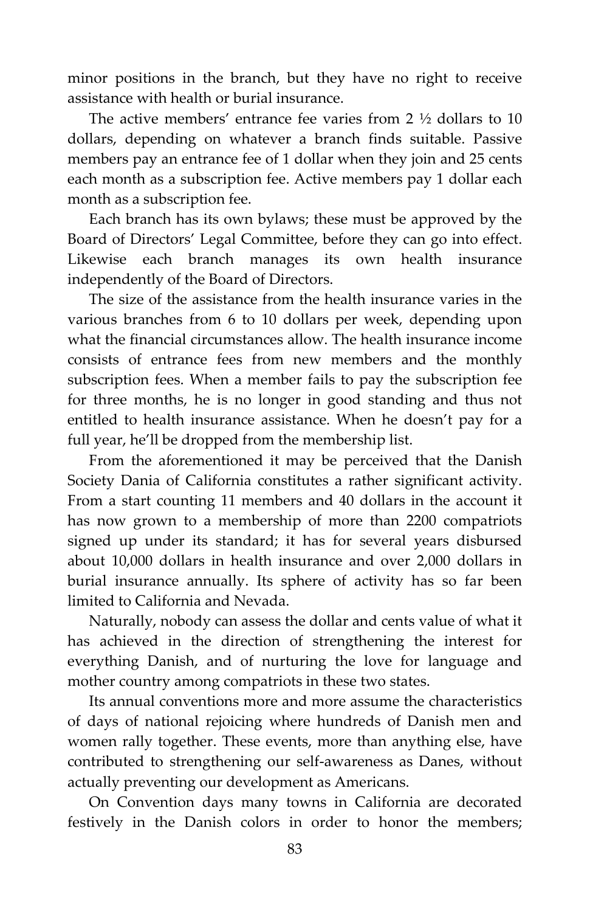minor positions in the branch, but they have no right to receive assistance with health or burial insurance.

The active members' entrance fee varies from 2 ½ dollars to 10 dollars, depending on whatever a branch finds suitable. Passive members pay an entrance fee of 1 dollar when they join and 25 cents each month as a subscription fee. Active members pay 1 dollar each month as a subscription fee.

Each branch has its own bylaws; these must be approved by the Board of Directors' Legal Committee, before they can go into effect. Likewise each branch manages its own health insurance independently of the Board of Directors.

The size of the assistance from the health insurance varies in the various branches from 6 to 10 dollars per week, depending upon what the financial circumstances allow. The health insurance income consists of entrance fees from new members and the monthly subscription fees. When a member fails to pay the subscription fee for three months, he is no longer in good standing and thus not entitled to health insurance assistance. When he doesn't pay for a full year, he'll be dropped from the membership list.

From the aforementioned it may be perceived that the Danish Society Dania of California constitutes a rather significant activity. From a start counting 11 members and 40 dollars in the account it has now grown to a membership of more than 2200 compatriots signed up under its standard; it has for several years disbursed about 10,000 dollars in health insurance and over 2,000 dollars in burial insurance annually. Its sphere of activity has so far been limited to California and Nevada.

Naturally, nobody can assess the dollar and cents value of what it has achieved in the direction of strengthening the interest for everything Danish, and of nurturing the love for language and mother country among compatriots in these two states.

Its annual conventions more and more assume the characteristics of days of national rejoicing where hundreds of Danish men and women rally together. These events, more than anything else, have contributed to strengthening our self-awareness as Danes, without actually preventing our development as Americans.

On Convention days many towns in California are decorated festively in the Danish colors in order to honor the members;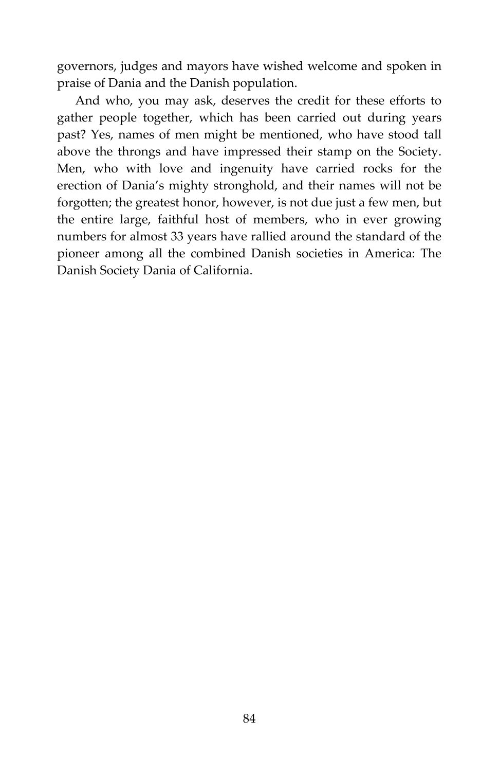governors, judges and mayors have wished welcome and spoken in praise of Dania and the Danish population.

And who, you may ask, deserves the credit for these efforts to gather people together, which has been carried out during years past? Yes, names of men might be mentioned, who have stood tall above the throngs and have impressed their stamp on the Society. Men, who with love and ingenuity have carried rocks for the erection of Dania's mighty stronghold, and their names will not be forgotten; the greatest honor, however, is not due just a few men, but the entire large, faithful host of members, who in ever growing numbers for almost 33 years have rallied around the standard of the pioneer among all the combined Danish societies in America: The Danish Society Dania of California.